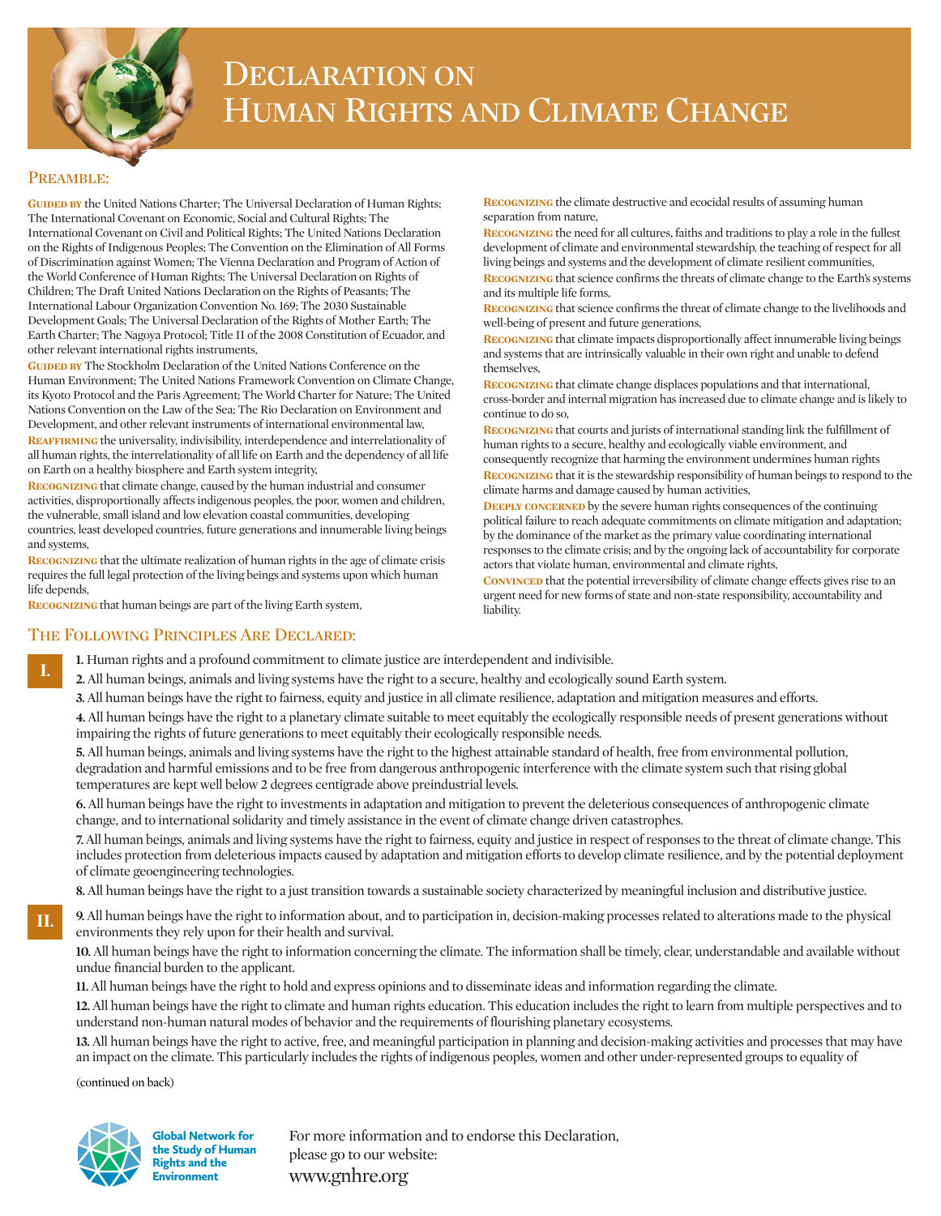# Declaration on Human Rights and Climate Change

## Preamble:

**Guided by** the United Nations Charter; The Universal Declaration of Human Rights; The International Covenant on Economic, Social and Cultural Rights; The International Covenant on Civil and Political Rights; The United Nations Declaration on the Rights of Indigenous Peoples; The Convention on the Elimination of All Forms of Discrimination against Women; The Vienna Declaration and Program of Action of the World Conference of Human Rights; The Universal Declaration on Rights of Children; The Draft United Nations Declaration on the Rights of Peasants; The International Labour Organization Convention No. 169; The 2030 Sustainable Development Goals; The Universal Declaration of the Rights of Mother Earth; The Earth Charter; The Nagoya Protocol; Title II of the 2008 Constitution of Ecuador, and other relevant international rights instruments,

**Guided by** The Stockholm Declaration of the United Nations Conference on the Human Environment; The United Nations Framework Convention on Climate Change, its Kyoto Protocol and the Paris Agreement; The World Charter for Nature; The United Nations Convention on the Law of the Sea; The Rio Declaration on Environment and Development, and other relevant instruments of international environmental law,

**Reaffirming** the universality, indivisibility, interdependence and interrelationality of all human rights, the interrelationality of all life on Earth and the dependency of all life on Earth on a healthy biosphere and Earth system integrity,

**Recognizing** that climate change, caused by the human industrial and consumer activities, disproportionally affects indigenous peoples, the poor, women and children, the vulnerable, small island and low elevation coastal communities, developing countries, least developed countries, future generations and innumerable living beings and systems,

**Recognizing** that the ultimate realization of human rights in the age of climate crisis requires the full legal protection of the living beings and systems upon which human life depends,

**Recognizing** that human beings are part of the living Earth system,

**Recognizing** the climate destructive and ecocidal results of assuming human separation from nature,

**Recognizing** the need for all cultures, faiths and traditions to play a role in the fullest development of climate and environmental stewardship, the teaching of respect for all living beings and systems and the development of climate resilient communities,

**Recognizing** that science confirms the threats of climate change to the Earth's systems and its multiple life forms,

**Recognizing** that science confirms the threat of climate change to the livelihoods and well-being of present and future generations,

**Recognizing** that climate impacts disproportionally affect innumerable living beings and systems that are intrinsically valuable in their own right and unable to defend themselves,

**Recognizing** that climate change displaces populations and that international, cross-border and internal migration has increased due to climate change and is likely to continue to do so,

**Recognizing** that courts and jurists of international standing link the fulfillment of human rights to a secure, healthy and ecologically viable environment, and consequently recognize that harming the environment undermines human rights

**Recognizing** that it is the stewardship responsibility of human beings to respond to the climate harms and damage caused by human activities,

**Deeply concerned** by the severe human rights consequences of the continuing political failure to reach adequate commitments on climate mitigation and adaptation; by the dominance of the market as the primary value coordinating international responses to the climate crisis; and by the ongoing lack of accountability for corporate actors that violate human, environmental and climate rights,

**Convinced** that the potential irreversibility of climate change effects gives rise to an urgent need for new forms of state and non-state responsibility, accountability and liability.

## The Following Principles Are Declared:

### I.

**1.** Human rights and a profound commitment to climate justice are interdependent and indivisible.

**2.** All human beings, animals and living systems have the right to a secure, healthy and ecologically sound Earth system.

**3.** All human beings have the right to fairness, equity and justice in all climate resilience, adaptation and mitigation measures and efforts.

**4.** All human beings have the right to a planetary climate suitable to meet equitably the ecologically responsible needs of present generations without impairing the rights of future generations to meet equitably their ecologically responsible needs.

**5.** All human beings, animals and living systems have the right to the highest attainable standard of health, free from environmental pollution, degradation and harmful emissions and to be free from dangerous anthropogenic interference with the climate system such that rising global temperatures are kept well below 2 degrees centigrade above preindustrial levels.

**6.** All human beings have the right to investments in adaptation and mitigation to prevent the deleterious consequences of anthropogenic climate change, and to international solidarity and timely assistance in the event of climate change driven catastrophes.

**7.** All human beings, animals and living systems have the right to fairness, equity and justice in respect of responses to the threat of climate change. This includes protection from deleterious impacts caused by adaptation and mitigation efforts to develop climate resilience, and by the potential deployment of climate geoengineering technologies.

**8.** All human beings have the right to a just transition towards a sustainable society characterized by meaningful inclusion and distributive justice.

### II.

**9.** All human beings have the right to information about, and to participation in, decision-making processes related to alterations made to the physical environments they rely upon for their health and survival.

**10.** All human beings have the right to information concerning the climate. The information shall be timely, clear, understandable and available without undue financial burden to the applicant.

**11.** All human beings have the right to hold and express opinions and to disseminate ideas and information regarding the climate.

**12.** All human beings have the right to climate and human rights education. This education includes the right to learn from multiple perspectives and to understand non-human natural modes of behavior and the requirements of flourishing planetary ecosystems.

**13.** All human beings have the right to active, free, and meaningful participation in planning and decision-making activities and processes that may have an impact on the climate. This particularly includes the rights of indigenous peoples, women and other under-represented groups to equality of

(continued on back)

Global Network for the Study of Human Rights and the Environment

For more information and to endorse this Declaration, please go to our website: www.gnhre.org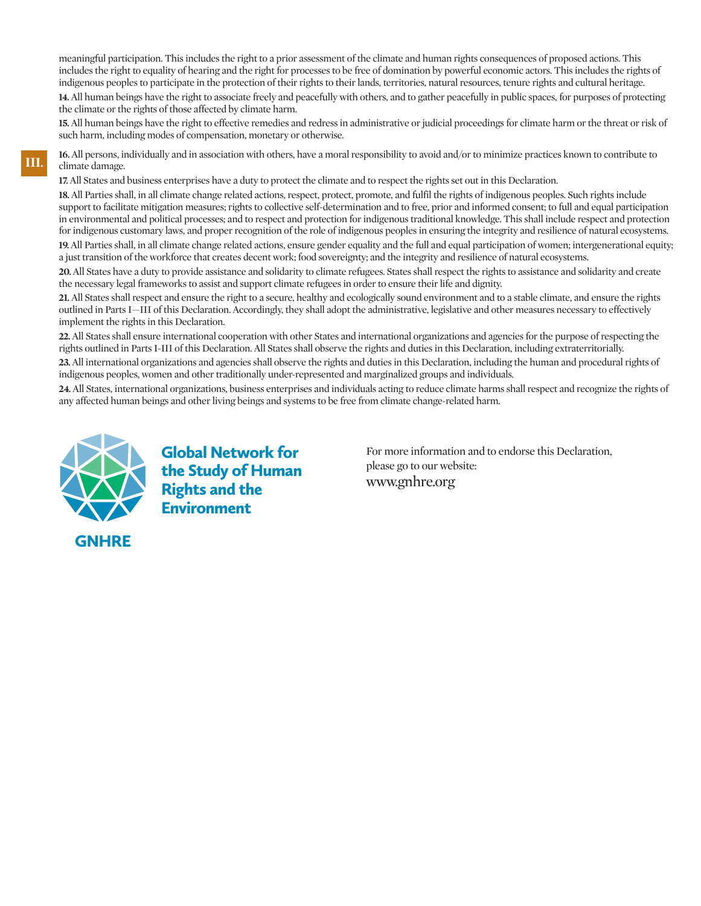meaningful participation. This includes the right to a prior assessment of the climate and human rights consequences of proposed actions. This includes the right to equality of hearing and the right for processes to be free of domination by powerful economic actors. This includes the rights of indigenous peoples to participate in the protection of their rights to their lands, territories, natural resources, tenure rights and cultural heritage.

**14.** All human beings have the right to associate freely and peacefully with others, and to gather peacefully in public spaces, for purposes of protecting the climate or the rights of those affected by climate harm.

**15.** All human beings have the right to effective remedies and redress in administrative or judicial proceedings for climate harm or the threat or risk of such harm, including modes of compensation, monetary or otherwise.

## III.

**16.** All persons, individually and in association with others, have a moral responsibility to avoid and/or to minimize practices known to contribute to climate damage.

**17.** All States and business enterprises have a duty to protect the climate and to respect the rights set out in this Declaration.

**18.** All Parties shall, in all climate change related actions, respect, protect, promote, and fulfil the rights of indigenous peoples. Such rights include support to facilitate mitigation measures; rights to collective self-determination and to free, prior and informed consent; to full and equal participation in environmental and political processes; and to respect and protection for indigenous traditional knowledge. This shall include respect and protection for indigenous customary laws, and proper recognition of the role of indigenous peoples in ensuring the integrity and resilience of natural ecosystems.

**19.** All Parties shall, in all climate change related actions, ensure gender equality and the full and equal participation of women; intergenerational equity; a just transition of the workforce that creates decent work; food sovereignty; and the integrity and resilience of natural ecosystems.

**20.** All States have a duty to provide assistance and solidarity to climate refugees. States shall respect the rights to assistance and solidarity and create the necessary legal frameworks to assist and support climate refugees in order to ensure their life and dignity.

**21.** All States shall respect and ensure the right to a secure, healthy and ecologically sound environment and to a stable climate, and ensure the rights outlined in Parts I—III of this Declaration. Accordingly, they shall adopt the administrative, legislative and other measures necessary to effectively implement the rights in this Declaration.

**22.** All States shall ensure international cooperation with other States and international organizations and agencies for the purpose of respecting the rights outlined in Parts I-III of this Declaration. All States shall observe the rights and duties in this Declaration, including extraterritorially.

**23.** All international organizations and agencies shall observe the rights and duties in this Declaration, including the human and procedural rights of indigenous peoples, women and other traditionally under-represented and marginalized groups and individuals.

**24.** All States, international organizations, business enterprises and individuals acting to reduce climate harms shall respect and recognize the rights of any affected human beings and other living beings and systems to be free from climate change-related harm.

GNHRE

**Global Network for the Study of Human Rights and the Environment**

For more information and to endorse this Declaration, please go to our website:
www.gnhre.org